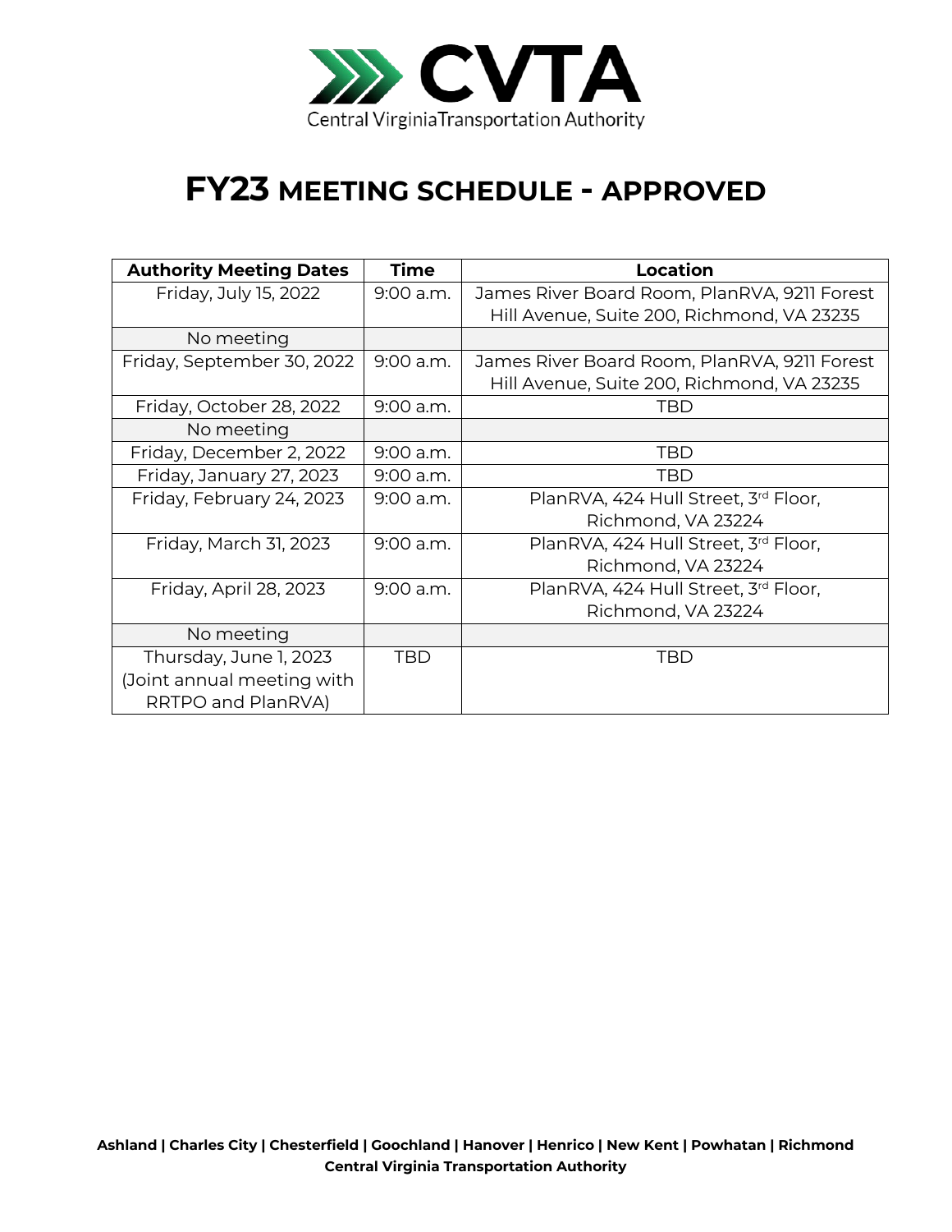CVTA

Central Virginia Transportation Authority

# FY23 MEETING SCHEDULE - APPROVED

| Authority Meeting Dates | Time | Location |
|---|---|---|
| Friday, July 15, 2022 | 9:00 a.m. | James River Board Room, PlanRVA, 9211 Forest Hill Avenue, Suite 200, Richmond, VA 23235 |
| No meeting | | |
| Friday, September 30, 2022 | 9:00 a.m. | James River Board Room, PlanRVA, 9211 Forest Hill Avenue, Suite 200, Richmond, VA 23235 |
| Friday, October 28, 2022 | 9:00 a.m. | TBD |
| No meeting | | |
| Friday, December 2, 2022 | 9:00 a.m. | TBD |
| Friday, January 27, 2023 | 9:00 a.m. | TBD |
| Friday, February 24, 2023 | 9:00 a.m. | PlanRVA, 424 Hull Street, 3rd Floor, Richmond, VA 23224 |
| Friday, March 31, 2023 | 9:00 a.m. | PlanRVA, 424 Hull Street, 3rd Floor, Richmond, VA 23224 |
| Friday, April 28, 2023 | 9:00 a.m. | PlanRVA, 424 Hull Street, 3rd Floor, Richmond, VA 23224 |
| No meeting | | |
| Thursday, June 1, 2023 (Joint annual meeting with RRTPO and PlanRVA) | TBD | TBD |

**Ashland | Charles City | Chesterfield | Goochland | Hanover | Henrico | New Kent | Powhatan | Richmond**
**Central Virginia Transportation Authority**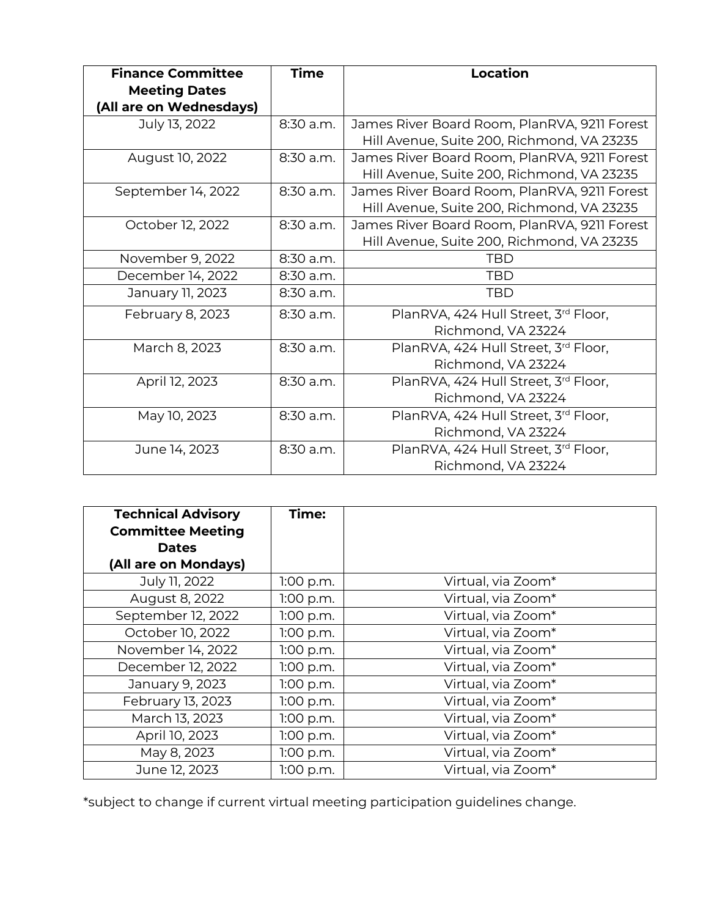| **Finance Committee Meeting Dates (All are on Wednesdays)** | **Time** | **Location** |
|---|---|---|
| July 13, 2022 | 8:30 a.m. | James River Board Room, PlanRVA, 9211 Forest Hill Avenue, Suite 200, Richmond, VA 23235 |
| August 10, 2022 | 8:30 a.m. | James River Board Room, PlanRVA, 9211 Forest Hill Avenue, Suite 200, Richmond, VA 23235 |
| September 14, 2022 | 8:30 a.m. | James River Board Room, PlanRVA, 9211 Forest Hill Avenue, Suite 200, Richmond, VA 23235 |
| October 12, 2022 | 8:30 a.m. | James River Board Room, PlanRVA, 9211 Forest Hill Avenue, Suite 200, Richmond, VA 23235 |
| November 9, 2022 | 8:30 a.m. | TBD |
| December 14, 2022 | 8:30 a.m. | TBD |
| January 11, 2023 | 8:30 a.m. | TBD |
| February 8, 2023 | 8:30 a.m. | PlanRVA, 424 Hull Street, 3rd Floor, Richmond, VA 23224 |
| March 8, 2023 | 8:30 a.m. | PlanRVA, 424 Hull Street, 3rd Floor, Richmond, VA 23224 |
| April 12, 2023 | 8:30 a.m. | PlanRVA, 424 Hull Street, 3rd Floor, Richmond, VA 23224 |
| May 10, 2023 | 8:30 a.m. | PlanRVA, 424 Hull Street, 3rd Floor, Richmond, VA 23224 |
| June 14, 2023 | 8:30 a.m. | PlanRVA, 424 Hull Street, 3rd Floor, Richmond, VA 23224 |

| **Technical Advisory Committee Meeting Dates (All are on Mondays)** | **Time:** | |
|---|---|---|
| July 11, 2022 | 1:00 p.m. | Virtual, via Zoom* |
| August 8, 2022 | 1:00 p.m. | Virtual, via Zoom* |
| September 12, 2022 | 1:00 p.m. | Virtual, via Zoom* |
| October 10, 2022 | 1:00 p.m. | Virtual, via Zoom* |
| November 14, 2022 | 1:00 p.m. | Virtual, via Zoom* |
| December 12, 2022 | 1:00 p.m. | Virtual, via Zoom* |
| January 9, 2023 | 1:00 p.m. | Virtual, via Zoom* |
| February 13, 2023 | 1:00 p.m. | Virtual, via Zoom* |
| March 13, 2023 | 1:00 p.m. | Virtual, via Zoom* |
| April 10, 2023 | 1:00 p.m. | Virtual, via Zoom* |
| May 8, 2023 | 1:00 p.m. | Virtual, via Zoom* |
| June 12, 2023 | 1:00 p.m. | Virtual, via Zoom* |

*subject to change if current virtual meeting participation guidelines change.